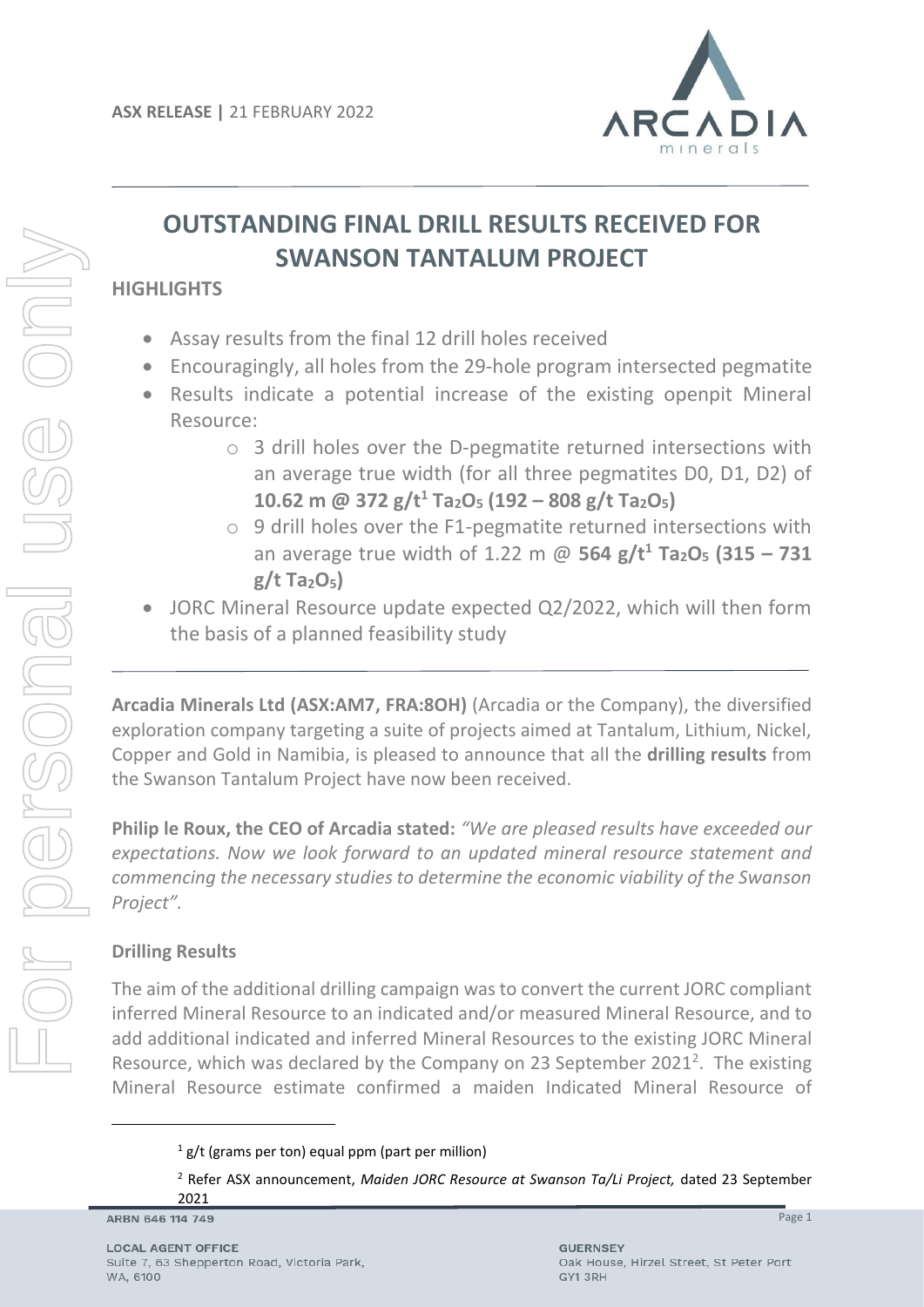ASX RELEASE | 21 FEBRUARY 2022

# OUTSTANDING FINAL DRILL RESULTS RECEIVED FOR SWANSON TANTALUM PROJECT

## HIGHLIGHTS

- Assay results from the final 12 drill holes received
- Encouragingly, all holes from the 29-hole program intersected pegmatite
- Results indicate a potential increase of the existing openpit Mineral Resource:
  - 3 drill holes over the D-pegmatite returned intersections with an average true width (for all three pegmatites D0, D1, D2) of **10.62 m @ 372 g/t[1] $Ta_2O_5$ (192 – 808 g/t $Ta_2O_5$)**
  - 9 drill holes over the F1-pegmatite returned intersections with an average true width of 1.22 m @ **564 g/t[1] $Ta_2O_5$ (315 – 731 g/t $Ta_2O_5$)**
- JORC Mineral Resource update expected Q2/2022, which will then form the basis of a planned feasibility study

**Arcadia Minerals Ltd (ASX:AM7, FRA:8OH)** (Arcadia or the Company), the diversified exploration company targeting a suite of projects aimed at Tantalum, Lithium, Nickel, Copper and Gold in Namibia, is pleased to announce that all the **drilling results** from the Swanson Tantalum Project have now been received.

**Philip le Roux, the CEO of Arcadia stated:** *"We are pleased results have exceeded our expectations. Now we look forward to an updated mineral resource statement and commencing the necessary studies to determine the economic viability of the Swanson Project".*

### Drilling Results

The aim of the additional drilling campaign was to convert the current JORC compliant inferred Mineral Resource to an indicated and/or measured Mineral Resource, and to add additional indicated and inferred Mineral Resources to the existing JORC Mineral Resource, which was declared by the Company on 23 September 2021[2]. The existing Mineral Resource estimate confirmed a maiden Indicated Mineral Resource of

[1] g/t (grams per ton) equal ppm (part per million)

[2] Refer ASX announcement, *Maiden JORC Resource at Swanson Ta/Li Project,* dated 23 September 2021

ARBN 646 114 749

LOCAL AGENT OFFICE
Suite 7, 63 Shepperton Road, Victoria Park, WA, 6100

GUERNSEY
Oak House, Hirzel Street, St Peter Port GY1 3RH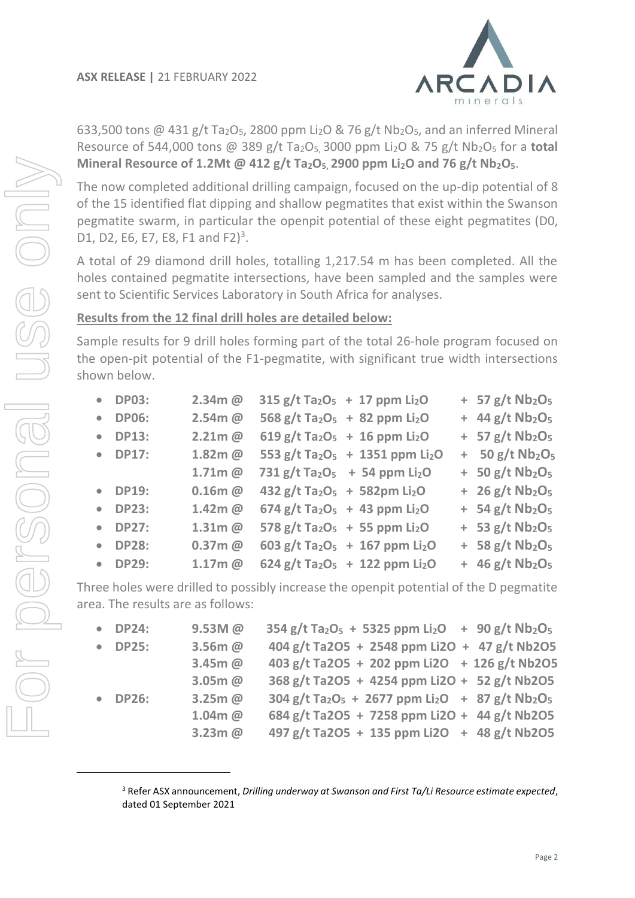633,500 tons @ 431 g/t $Ta_2O_5$, 2800 ppm $Li_2O$ & 76 g/t $Nb_2O_5$, and an inferred Mineral Resource of 544,000 tons @ 389 g/t $Ta_2O_5$, 3000 ppm $Li_2O$ & 75 g/t $Nb_2O_5$ for a **total Mineral Resource of 1.2Mt @ 412 g/t $Ta_2O_5$, 2900 ppm $Li_2O$ and 76 g/t $Nb_2O_5$**.

The now completed additional drilling campaign, focused on the up-dip potential of 8 of the 15 identified flat dipping and shallow pegmatites that exist within the Swanson pegmatite swarm, in particular the openpit potential of these eight pegmatites (D0, D1, D2, E6, E7, E8, F1 and F2)[3].

A total of 29 diamond drill holes, totalling 1,217.54 m has been completed. All the holes contained pegmatite intersections, have been sampled and the samples were sent to Scientific Services Laboratory in South Africa for analyses.

**Results from the 12 final drill holes are detailed below:**

Sample results for 9 drill holes forming part of the total 26-hole program focused on the open-pit potential of the F1-pegmatite, with significant true width intersections shown below.

- **DP03: 2.34m @ 315 g/t $Ta_2O_5$ + 17 ppm $Li_2O$ + 57 g/t $Nb_2O_5$**
- **DP06: 2.54m @ 568 g/t $Ta_2O_5$ + 82 ppm $Li_2O$ + 44 g/t $Nb_2O_5$**
- **DP13: 2.21m @ 619 g/t $Ta_2O_5$ + 16 ppm $Li_2O$ + 57 g/t $Nb_2O_5$**
- **DP17: 1.82m @ 553 g/t $Ta_2O_5$ + 1351 ppm $Li_2O$ + 50 g/t $Nb_2O_5$**
  **1.71m @ 731 g/t $Ta_2O_5$ + 54 ppm $Li_2O$ + 50 g/t $Nb_2O_5$**
- **DP19: 0.16m @ 432 g/t $Ta_2O_5$ + 582pm $Li_2O$ + 26 g/t $Nb_2O_5$**
- **DP23: 1.42m @ 674 g/t $Ta_2O_5$ + 43 ppm $Li_2O$ + 54 g/t $Nb_2O_5$**
- **DP27: 1.31m @ 578 g/t $Ta_2O_5$ + 55 ppm $Li_2O$ + 53 g/t $Nb_2O_5$**
- **DP28: 0.37m @ 603 g/t $Ta_2O_5$ + 167 ppm $Li_2O$ + 58 g/t $Nb_2O_5$**
- **DP29: 1.17m @ 624 g/t $Ta_2O_5$ + 122 ppm $Li_2O$ + 46 g/t $Nb_2O_5$**

Three holes were drilled to possibly increase the openpit potential of the D pegmatite area. The results are as follows:

- **DP24: 9.53M @ 354 g/t $Ta_2O_5$ + 5325 ppm $Li_2O$ + 90 g/t $Nb_2O_5$**
- **DP25: 3.56m @ 404 g/t Ta2O5 + 2548 ppm Li2O + 47 g/t Nb2O5**
  **3.45m @ 403 g/t Ta2O5 + 202 ppm Li2O + 126 g/t Nb2O5**
  **3.05m @ 368 g/t Ta2O5 + 4254 ppm Li2O + 52 g/t Nb2O5**
- **DP26: 3.25m @ 304 g/t $Ta_2O_5$ + 2677 ppm $Li_2O$ + 87 g/t $Nb_2O_5$**
  **1.04m @ 684 g/t Ta2O5 + 7258 ppm Li2O + 44 g/t Nb2O5**
  **3.23m @ 497 g/t Ta2O5 + 135 ppm Li2O + 48 g/t Nb2O5**

---

[3] Refer ASX announcement, *Drilling underway at Swanson and First Ta/Li Resource estimate expected*, dated 01 September 2021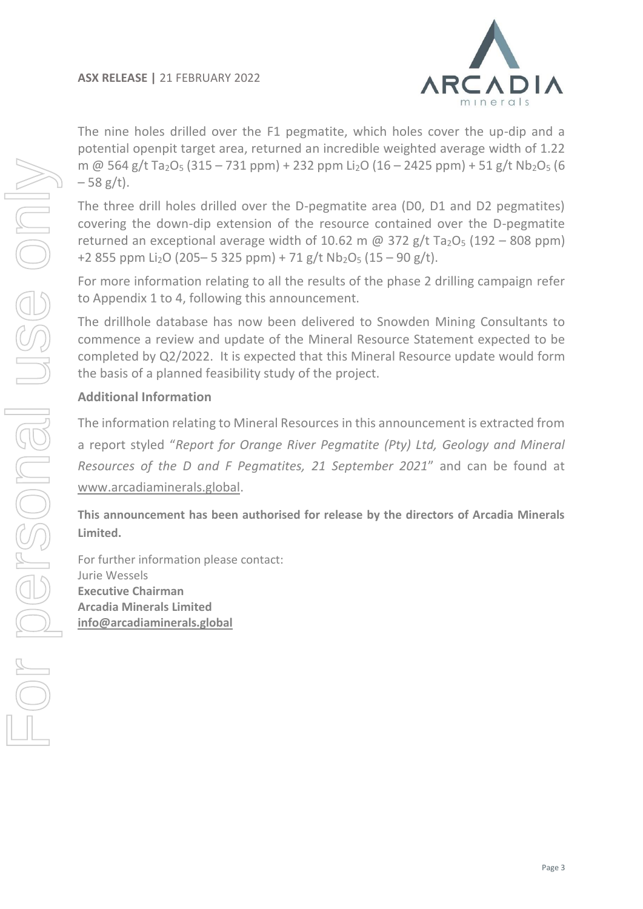The nine holes drilled over the F1 pegmatite, which holes cover the up-dip and a potential openpit target area, returned an incredible weighted average width of 1.22 m @ 564 g/t $Ta_2O_5$ (315 – 731 ppm) + 232 ppm $Li_2O$ (16 – 2425 ppm) + 51 g/t $Nb_2O_5$ (6 – 58 g/t).

The three drill holes drilled over the D-pegmatite area (D0, D1 and D2 pegmatites) covering the down-dip extension of the resource contained over the D-pegmatite returned an exceptional average width of 10.62 m @ 372 g/t $Ta_2O_5$ (192 – 808 ppm) +2 855 ppm $Li_2O$ (205– 5 325 ppm) + 71 g/t $Nb_2O_5$ (15 – 90 g/t).

For more information relating to all the results of the phase 2 drilling campaign refer to Appendix 1 to 4, following this announcement.

The drillhole database has now been delivered to Snowden Mining Consultants to commence a review and update of the Mineral Resource Statement expected to be completed by Q2/2022. It is expected that this Mineral Resource update would form the basis of a planned feasibility study of the project.

## Additional Information

The information relating to Mineral Resources in this announcement is extracted from a report styled "*Report for Orange River Pegmatite (Pty) Ltd, Geology and Mineral Resources of the D and F Pegmatites, 21 September 2021*" and can be found at www.arcadiaminerals.global.

**This announcement has been authorised for release by the directors of Arcadia Minerals Limited.**

For further information please contact:
Jurie Wessels
**Executive Chairman**
**Arcadia Minerals Limited**
**info@arcadiaminerals.global**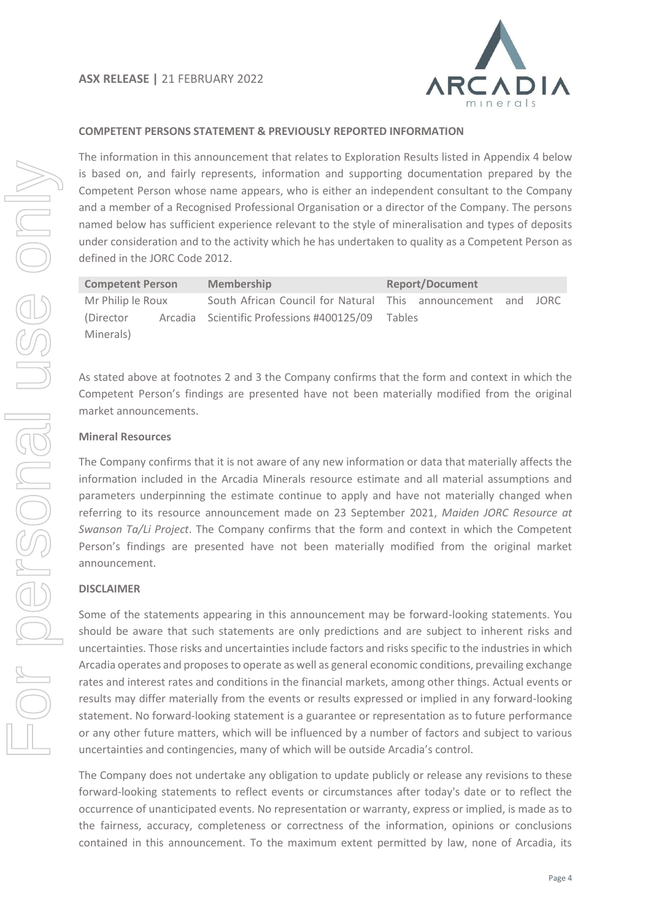## COMPETENT PERSONS STATEMENT & PREVIOUSLY REPORTED INFORMATION

The information in this announcement that relates to Exploration Results listed in Appendix 4 below is based on, and fairly represents, information and supporting documentation prepared by the Competent Person whose name appears, who is either an independent consultant to the Company and a member of a Recognised Professional Organisation or a director of the Company. The persons named below has sufficient experience relevant to the style of mineralisation and types of deposits under consideration and to the activity which he has undertaken to quality as a Competent Person as defined in the JORC Code 2012.

| Competent Person | Membership | Report/Document |
|---|---|---|
| Mr Philip le Roux (Director Arcadia Minerals) | South African Council for Natural Scientific Professions #400125/09 | This announcement and JORC Tables |

As stated above at footnotes 2 and 3 the Company confirms that the form and context in which the Competent Person's findings are presented have not been materially modified from the original market announcements.

### Mineral Resources

The Company confirms that it is not aware of any new information or data that materially affects the information included in the Arcadia Minerals resource estimate and all material assumptions and parameters underpinning the estimate continue to apply and have not materially changed when referring to its resource announcement made on 23 September 2021, *Maiden JORC Resource at Swanson Ta/Li Project*. The Company confirms that the form and context in which the Competent Person's findings are presented have not been materially modified from the original market announcement.

### DISCLAIMER

Some of the statements appearing in this announcement may be forward-looking statements. You should be aware that such statements are only predictions and are subject to inherent risks and uncertainties. Those risks and uncertainties include factors and risks specific to the industries in which Arcadia operates and proposes to operate as well as general economic conditions, prevailing exchange rates and interest rates and conditions in the financial markets, among other things. Actual events or results may differ materially from the events or results expressed or implied in any forward-looking statement. No forward-looking statement is a guarantee or representation as to future performance or any other future matters, which will be influenced by a number of factors and subject to various uncertainties and contingencies, many of which will be outside Arcadia's control.

The Company does not undertake any obligation to update publicly or release any revisions to these forward-looking statements to reflect events or circumstances after today's date or to reflect the occurrence of unanticipated events. No representation or warranty, express or implied, is made as to the fairness, accuracy, completeness or correctness of the information, opinions or conclusions contained in this announcement. To the maximum extent permitted by law, none of Arcadia, its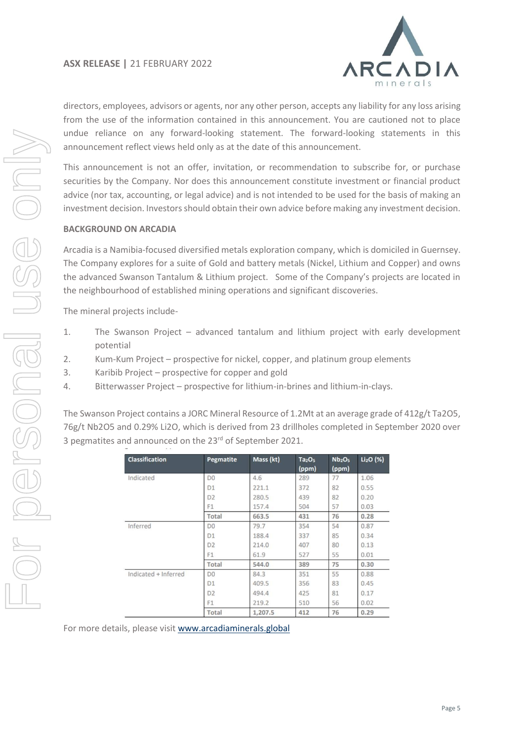directors, employees, advisors or agents, nor any other person, accepts any liability for any loss arising from the use of the information contained in this announcement. You are cautioned not to place undue reliance on any forward-looking statement. The forward-looking statements in this announcement reflect views held only as at the date of this announcement.

This announcement is not an offer, invitation, or recommendation to subscribe for, or purchase securities by the Company. Nor does this announcement constitute investment or financial product advice (nor tax, accounting, or legal advice) and is not intended to be used for the basis of making an investment decision. Investors should obtain their own advice before making any investment decision.

**BACKGROUND ON ARCADIA**

Arcadia is a Namibia-focused diversified metals exploration company, which is domiciled in Guernsey. The Company explores for a suite of Gold and battery metals (Nickel, Lithium and Copper) and owns the advanced Swanson Tantalum & Lithium project. Some of the Company's projects are located in the neighbourhood of established mining operations and significant discoveries.

The mineral projects include-

1. The Swanson Project – advanced tantalum and lithium project with early development potential
2. Kum-Kum Project – prospective for nickel, copper, and platinum group elements
3. Karibib Project – prospective for copper and gold
4. Bitterwasser Project – prospective for lithium-in-brines and lithium-in-clays.

The Swanson Project contains a JORC Mineral Resource of 1.2Mt at an average grade of 412g/t $Ta_2O_5$, 76g/t $Nb_2O_5$ and 0.29% $Li_2O$, which is derived from 23 drillholes completed in September 2020 over 3 pegmatites and announced on the 23rd of September 2021.

| Classification | Pegmatite | Mass (kt) | $Ta_2O_5$ (ppm) | $Nb_2O_5$ (ppm) | $Li_2O$ (%) |
|---|---|---|---|---|---|
| Indicated | D0 | 4.6 | 289 | 77 | 1.06 |
| | D1 | 221.1 | 372 | 82 | 0.55 |
| | D2 | 280.5 | 439 | 82 | 0.20 |
| | F1 | 157.4 | 504 | 57 | 0.03 |
| | **Total** | **663.5** | **431** | **76** | **0.28** |
| Inferred | D0 | 79.7 | 354 | 54 | 0.87 |
| | D1 | 188.4 | 337 | 85 | 0.34 |
| | D2 | 214.0 | 407 | 80 | 0.13 |
| | F1 | 61.9 | 527 | 55 | 0.01 |
| | **Total** | **544.0** | **389** | **75** | **0.30** |
| Indicated + Inferred | D0 | 84.3 | 351 | 55 | 0.88 |
| | D1 | 409.5 | 356 | 83 | 0.45 |
| | D2 | 494.4 | 425 | 81 | 0.17 |
| | F1 | 219.2 | 510 | 56 | 0.02 |
| | **Total** | **1,207.5** | **412** | **76** | **0.29** |

For more details, please visit [www.arcadiaminerals.global](www.arcadiaminerals.global)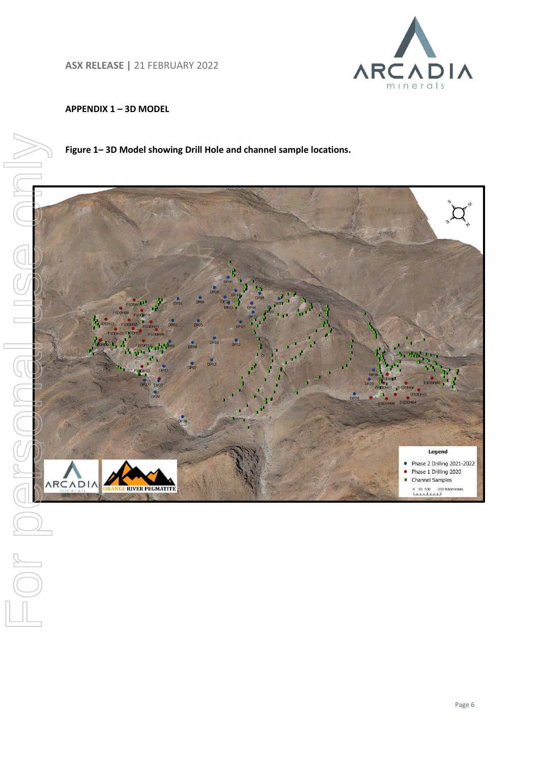## APPENDIX 1 – 3D MODEL

**Figure 1– 3D Model showing Drill Hole and channel sample locations.**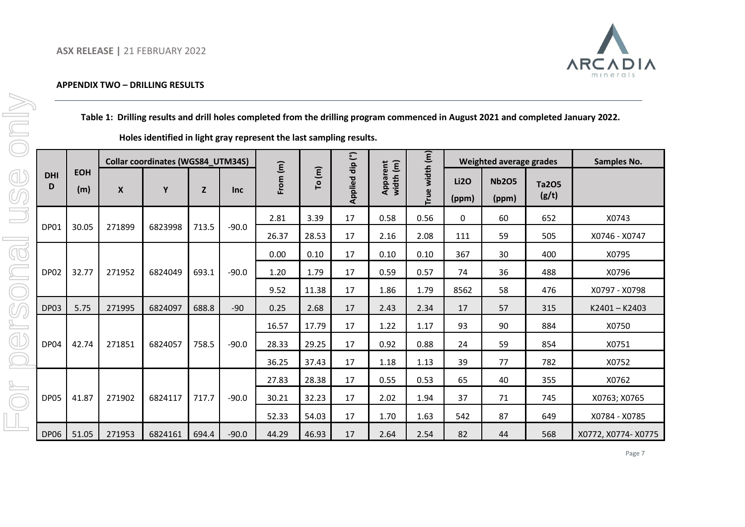## APPENDIX TWO – DRILLING RESULTS

**Table 1: Drilling results and drill holes completed from the drilling program commenced in August 2021 and completed January 2022.**

**Holes identified in light gray represent the last sampling results.**

| DHID | EOH (m) | Collar coordinates (WGS84_UTM34S) | | | | From (m) | To (m) | Applied dip (°) | Apparent width (m) | True width (m) | Weighted average grades | | | Samples No. |
|---|---|---|---|---|---|---|---|---|---|---|---|---|---|---|
| | | X | Y | Z | Inc | | | | | | $Li_2O$ (ppm) | $Nb_2O_5$ (ppm) | $Ta_2O_5$ (g/t) | |
| DP01 | 30.05 | 271899 | 6823998 | 713.5 | -90.0 | 2.81 | 3.39 | 17 | 0.58 | 0.56 | 0 | 60 | 652 | X0743 |
| | | | | | | 26.37 | 28.53 | 17 | 2.16 | 2.08 | 111 | 59 | 505 | X0746 - X0747 |
| DP02 | 32.77 | 271952 | 6824049 | 693.1 | -90.0 | 0.00 | 0.10 | 17 | 0.10 | 0.10 | 367 | 30 | 400 | X0795 |
| | | | | | | 1.20 | 1.79 | 17 | 0.59 | 0.57 | 74 | 36 | 488 | X0796 |
| | | | | | | 9.52 | 11.38 | 17 | 1.86 | 1.79 | 8562 | 58 | 476 | X0797 - X0798 |
| DP03 | 5.75 | 271995 | 6824097 | 688.8 | -90 | 0.25 | 2.68 | 17 | 2.43 | 2.34 | 17 | 57 | 315 | K2401 – K2403 |
| DP04 | 42.74 | 271851 | 6824057 | 758.5 | -90.0 | 16.57 | 17.79 | 17 | 1.22 | 1.17 | 93 | 90 | 884 | X0750 |
| | | | | | | 28.33 | 29.25 | 17 | 0.92 | 0.88 | 24 | 59 | 854 | X0751 |
| | | | | | | 36.25 | 37.43 | 17 | 1.18 | 1.13 | 39 | 77 | 782 | X0752 |
| DP05 | 41.87 | 271902 | 6824117 | 717.7 | -90.0 | 27.83 | 28.38 | 17 | 0.55 | 0.53 | 65 | 40 | 355 | X0762 |
| | | | | | | 30.21 | 32.23 | 17 | 2.02 | 1.94 | 37 | 71 | 745 | X0763; X0765 |
| | | | | | | 52.33 | 54.03 | 17 | 1.70 | 1.63 | 542 | 87 | 649 | X0784 - X0785 |
| DP06 | 51.05 | 271953 | 6824161 | 694.4 | -90.0 | 44.29 | 46.93 | 17 | 2.64 | 2.54 | 82 | 44 | 568 | X0772, X0774- X0775 |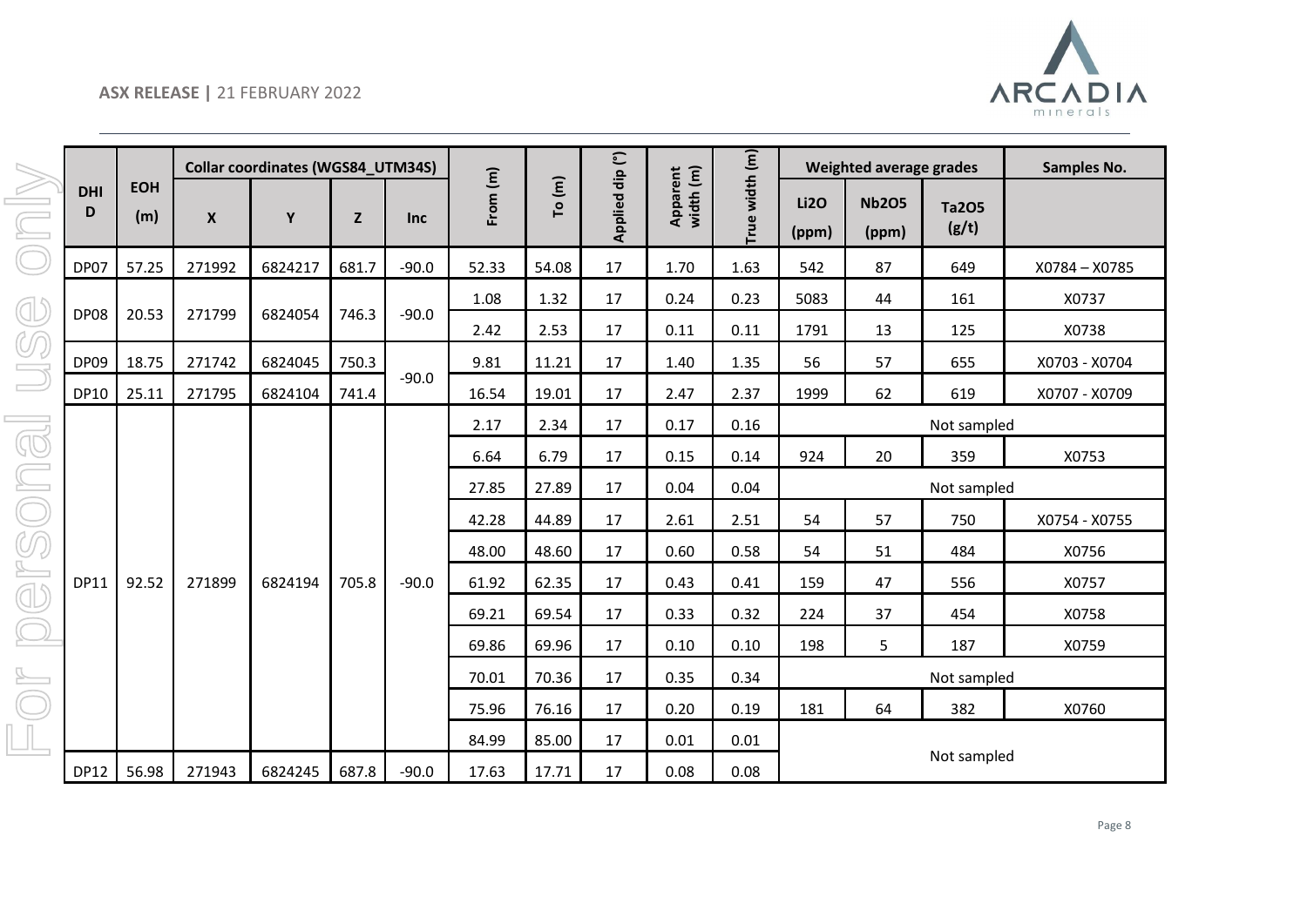| DHID | EOH (m) | Collar coordinates (WGS84_UTM34S) | | | | From (m) | To (m) | Applied dip (°) | Apparent width (m) | True width (m) | Weighted average grades | | | Samples No. |
|---|---|---|---|---|---|---|---|---|---|---|---|---|---|---|
| | | X | Y | Z | Inc | | | | | | Li2O (ppm) | Nb2O5 (ppm) | Ta2O5 (g/t) | |
| DP07 | 57.25 | 271992 | 6824217 | 681.7 | -90.0 | 52.33 | 54.08 | 17 | 1.70 | 1.63 | 542 | 87 | 649 | X0784 – X0785 |
| DP08 | 20.53 | 271799 | 6824054 | 746.3 | -90.0 | 1.08 | 1.32 | 17 | 0.24 | 0.23 | 5083 | 44 | 161 | X0737 |
| | | | | | | 2.42 | 2.53 | 17 | 0.11 | 0.11 | 1791 | 13 | 125 | X0738 |
| DP09 | 18.75 | 271742 | 6824045 | 750.3 | -90.0 | 9.81 | 11.21 | 17 | 1.40 | 1.35 | 56 | 57 | 655 | X0703 - X0704 |
| DP10 | 25.11 | 271795 | 6824104 | 741.4 | | 16.54 | 19.01 | 17 | 2.47 | 2.37 | 1999 | 62 | 619 | X0707 - X0709 |
| DP11 | 92.52 | 271899 | 6824194 | 705.8 | -90.0 | 2.17 | 2.34 | 17 | 0.17 | 0.16 | Not sampled | | | |
| | | | | | | 6.64 | 6.79 | 17 | 0.15 | 0.14 | 924 | 20 | 359 | X0753 |
| | | | | | | 27.85 | 27.89 | 17 | 0.04 | 0.04 | Not sampled | | | |
| | | | | | | 42.28 | 44.89 | 17 | 2.61 | 2.51 | 54 | 57 | 750 | X0754 - X0755 |
| | | | | | | 48.00 | 48.60 | 17 | 0.60 | 0.58 | 54 | 51 | 484 | X0756 |
| | | | | | | 61.92 | 62.35 | 17 | 0.43 | 0.41 | 159 | 47 | 556 | X0757 |
| | | | | | | 69.21 | 69.54 | 17 | 0.33 | 0.32 | 224 | 37 | 454 | X0758 |
| | | | | | | 69.86 | 69.96 | 17 | 0.10 | 0.10 | 198 | 5 | 187 | X0759 |
| | | | | | | 70.01 | 70.36 | 17 | 0.35 | 0.34 | Not sampled | | | |
| | | | | | | 75.96 | 76.16 | 17 | 0.20 | 0.19 | 181 | 64 | 382 | X0760 |
| | | | | | | 84.99 | 85.00 | 17 | 0.01 | 0.01 | Not sampled | | | |
| DP12 | 56.98 | 271943 | 6824245 | 687.8 | -90.0 | 17.63 | 17.71 | 17 | 0.08 | 0.08 | Not sampled | | | |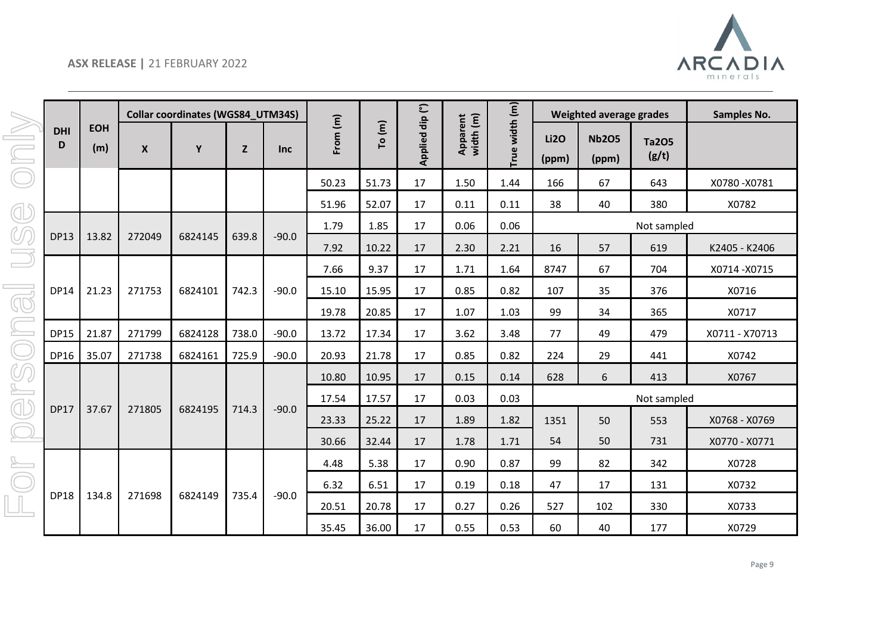| DHID | EOH (m) | Collar coordinates (WGS84_UTM34S) | | | | From (m) | To (m) | Applied dip (°) | Apparent width (m) | True width (m) | Weighted average grades | | | Samples No. |
|---|---|---|---|---|---|---|---|---|---|---|---|---|---|---|
| | | X | Y | Z | Inc | | | | | | Li2O (ppm) | Nb2O5 (ppm) | Ta2O5 (g/t) | |
| | | | | | | 50.23 | 51.73 | 17 | 1.50 | 1.44 | 166 | 67 | 643 | X0780 -X0781 |
| | | | | | | 51.96 | 52.07 | 17 | 0.11 | 0.11 | 38 | 40 | 380 | X0782 |
| DP13 | 13.82 | 272049 | 6824145 | 639.8 | -90.0 | 1.79 | 1.85 | 17 | 0.06 | 0.06 | Not sampled | | | |
| | | | | | | 7.92 | 10.22 | 17 | 2.30 | 2.21 | 16 | 57 | 619 | K2405 - K2406 |
| DP14 | 21.23 | 271753 | 6824101 | 742.3 | -90.0 | 7.66 | 9.37 | 17 | 1.71 | 1.64 | 8747 | 67 | 704 | X0714 -X0715 |
| | | | | | | 15.10 | 15.95 | 17 | 0.85 | 0.82 | 107 | 35 | 376 | X0716 |
| | | | | | | 19.78 | 20.85 | 17 | 1.07 | 1.03 | 99 | 34 | 365 | X0717 |
| DP15 | 21.87 | 271799 | 6824128 | 738.0 | -90.0 | 13.72 | 17.34 | 17 | 3.62 | 3.48 | 77 | 49 | 479 | X0711 - X70713 |
| DP16 | 35.07 | 271738 | 6824161 | 725.9 | -90.0 | 20.93 | 21.78 | 17 | 0.85 | 0.82 | 224 | 29 | 441 | X0742 |
| DP17 | 37.67 | 271805 | 6824195 | 714.3 | -90.0 | 10.80 | 10.95 | 17 | 0.15 | 0.14 | 628 | 6 | 413 | X0767 |
| | | | | | | 17.54 | 17.57 | 17 | 0.03 | 0.03 | Not sampled | | | |
| | | | | | | 23.33 | 25.22 | 17 | 1.89 | 1.82 | 1351 | 50 | 553 | X0768 - X0769 |
| | | | | | | 30.66 | 32.44 | 17 | 1.78 | 1.71 | 54 | 50 | 731 | X0770 - X0771 |
| DP18 | 134.8 | 271698 | 6824149 | 735.4 | -90.0 | 4.48 | 5.38 | 17 | 0.90 | 0.87 | 99 | 82 | 342 | X0728 |
| | | | | | | 6.32 | 6.51 | 17 | 0.19 | 0.18 | 47 | 17 | 131 | X0732 |
| | | | | | | 20.51 | 20.78 | 17 | 0.27 | 0.26 | 527 | 102 | 330 | X0733 |
| | | | | | | 35.45 | 36.00 | 17 | 0.55 | 0.53 | 60 | 40 | 177 | X0729 |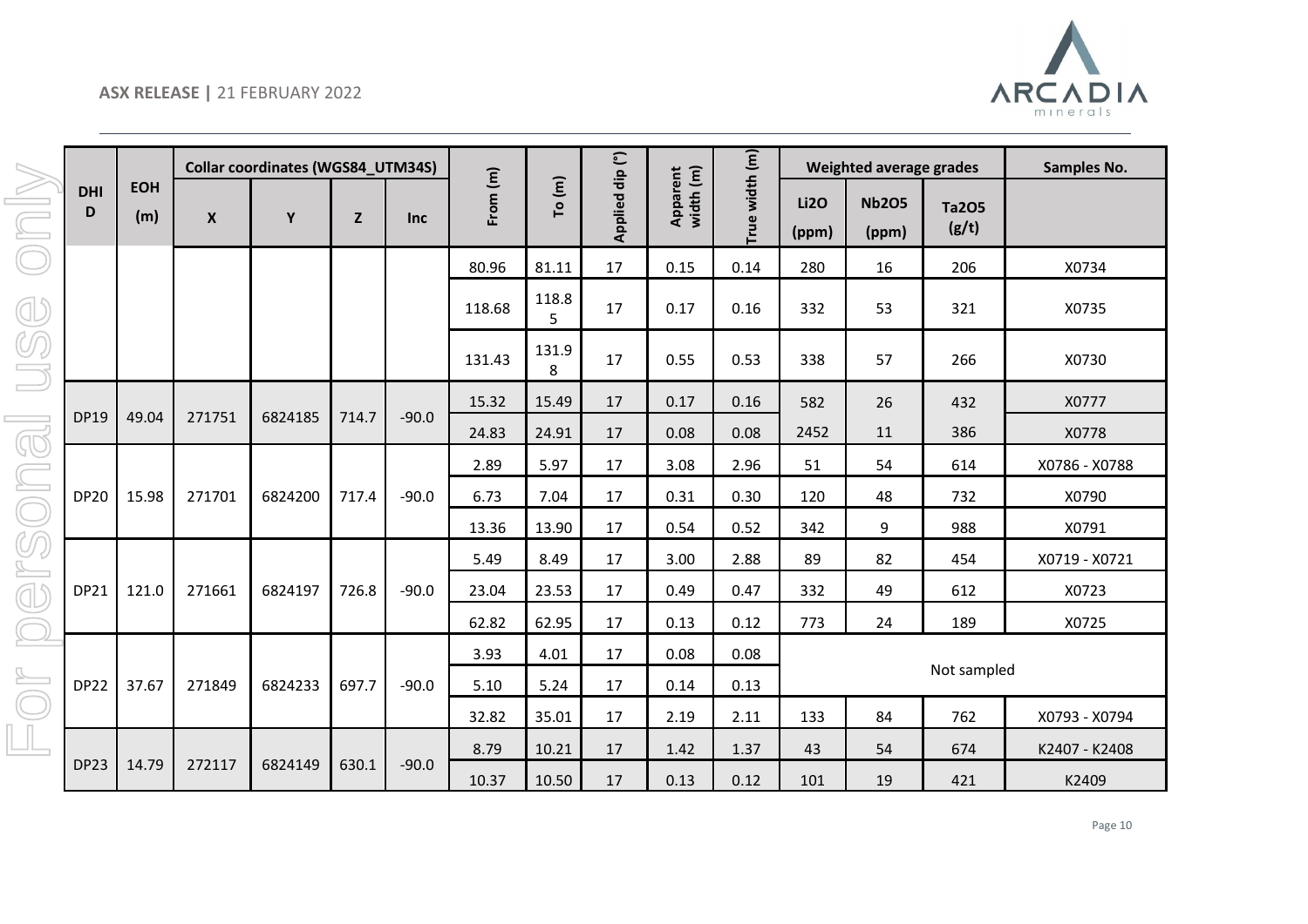| DHID | EOH (m) | Collar coordinates (WGS84_UTM34S) | | | | From (m) | To (m) | Applied dip (°) | Apparent width (m) | True width (m) | Weighted average grades | | | Samples No. |
|---|---|---|---|---|---|---|---|---|---|---|---|---|---|---|
| | | X | Y | Z | Inc | | | | | | Li2O (ppm) | Nb2O5 (ppm) | Ta2O5 (g/t) | |
| | | | | | | 80.96 | 81.11 | 17 | 0.15 | 0.14 | 280 | 16 | 206 | X0734 |
| | | | | | | 118.68 | 118.85 | 17 | 0.17 | 0.16 | 332 | 53 | 321 | X0735 |
| | | | | | | 131.43 | 131.98 | 17 | 0.55 | 0.53 | 338 | 57 | 266 | X0730 |
| DP19 | 49.04 | 271751 | 6824185 | 714.7 | -90.0 | 15.32 | 15.49 | 17 | 0.17 | 0.16 | 582 | 26 | 432 | X0777 |
| | | | | | | 24.83 | 24.91 | 17 | 0.08 | 0.08 | 2452 | 11 | 386 | X0778 |
| DP20 | 15.98 | 271701 | 6824200 | 717.4 | -90.0 | 2.89 | 5.97 | 17 | 3.08 | 2.96 | 51 | 54 | 614 | X0786 - X0788 |
| | | | | | | 6.73 | 7.04 | 17 | 0.31 | 0.30 | 120 | 48 | 732 | X0790 |
| | | | | | | 13.36 | 13.90 | 17 | 0.54 | 0.52 | 342 | 9 | 988 | X0791 |
| DP21 | 121.0 | 271661 | 6824197 | 726.8 | -90.0 | 5.49 | 8.49 | 17 | 3.00 | 2.88 | 89 | 82 | 454 | X0719 - X0721 |
| | | | | | | 23.04 | 23.53 | 17 | 0.49 | 0.47 | 332 | 49 | 612 | X0723 |
| | | | | | | 62.82 | 62.95 | 17 | 0.13 | 0.12 | 773 | 24 | 189 | X0725 |
| DP22 | 37.67 | 271849 | 6824233 | 697.7 | -90.0 | 3.93 | 4.01 | 17 | 0.08 | 0.08 | Not sampled | | | |
| | | | | | | 5.10 | 5.24 | 17 | 0.14 | 0.13 | | | | |
| | | | | | | 32.82 | 35.01 | 17 | 2.19 | 2.11 | 133 | 84 | 762 | X0793 - X0794 |
| DP23 | 14.79 | 272117 | 6824149 | 630.1 | -90.0 | 8.79 | 10.21 | 17 | 1.42 | 1.37 | 43 | 54 | 674 | K2407 - K2408 |
| | | | | | | 10.37 | 10.50 | 17 | 0.13 | 0.12 | 101 | 19 | 421 | K2409 |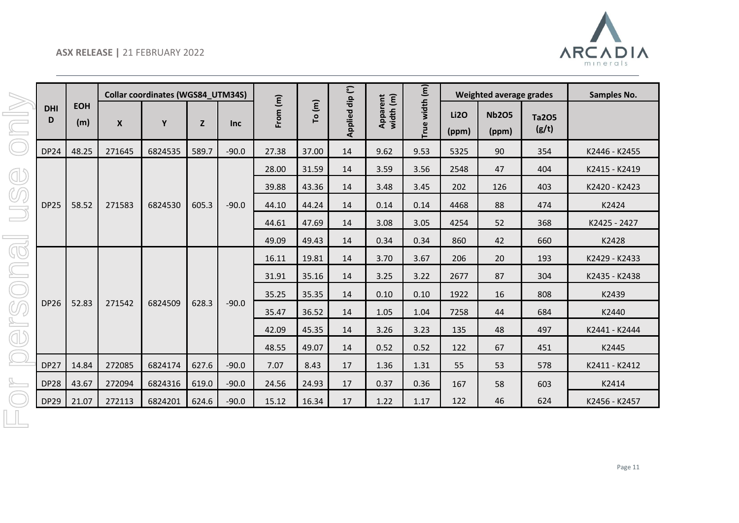| DHID | EOH (m) | Collar coordinates (WGS84_UTM34S) | | | | From (m) | To (m) | Applied dip (°) | Apparent width (m) | True width (m) | Weighted average grades | | | Samples No. |
|---|---|---|---|---|---|---|---|---|---|---|---|---|---|---|
| | | X | Y | Z | Inc | | | | | | Li2O (ppm) | Nb2O5 (ppm) | Ta2O5 (g/t) | |
| DP24 | 48.25 | 271645 | 6824535 | 589.7 | -90.0 | 27.38 | 37.00 | 14 | 9.62 | 9.53 | 5325 | 90 | 354 | K2446 - K2455 |
| DP25 | 58.52 | 271583 | 6824530 | 605.3 | -90.0 | 28.00 | 31.59 | 14 | 3.59 | 3.56 | 2548 | 47 | 404 | K2415 - K2419 |
| | | | | | | 39.88 | 43.36 | 14 | 3.48 | 3.45 | 202 | 126 | 403 | K2420 - K2423 |
| | | | | | | 44.10 | 44.24 | 14 | 0.14 | 0.14 | 4468 | 88 | 474 | K2424 |
| | | | | | | 44.61 | 47.69 | 14 | 3.08 | 3.05 | 4254 | 52 | 368 | K2425 - 2427 |
| | | | | | | 49.09 | 49.43 | 14 | 0.34 | 0.34 | 860 | 42 | 660 | K2428 |
| DP26 | 52.83 | 271542 | 6824509 | 628.3 | -90.0 | 16.11 | 19.81 | 14 | 3.70 | 3.67 | 206 | 20 | 193 | K2429 - K2433 |
| | | | | | | 31.91 | 35.16 | 14 | 3.25 | 3.22 | 2677 | 87 | 304 | K2435 - K2438 |
| | | | | | | 35.25 | 35.35 | 14 | 0.10 | 0.10 | 1922 | 16 | 808 | K2439 |
| | | | | | | 35.47 | 36.52 | 14 | 1.05 | 1.04 | 7258 | 44 | 684 | K2440 |
| | | | | | | 42.09 | 45.35 | 14 | 3.26 | 3.23 | 135 | 48 | 497 | K2441 - K2444 |
| | | | | | | 48.55 | 49.07 | 14 | 0.52 | 0.52 | 122 | 67 | 451 | K2445 |
| DP27 | 14.84 | 272085 | 6824174 | 627.6 | -90.0 | 7.07 | 8.43 | 17 | 1.36 | 1.31 | 55 | 53 | 578 | K2411 - K2412 |
| DP28 | 43.67 | 272094 | 6824316 | 619.0 | -90.0 | 24.56 | 24.93 | 17 | 0.37 | 0.36 | 167 | 58 | 603 | K2414 |
| DP29 | 21.07 | 272113 | 6824201 | 624.6 | -90.0 | 15.12 | 16.34 | 17 | 1.22 | 1.17 | 122 | 46 | 624 | K2456 - K2457 |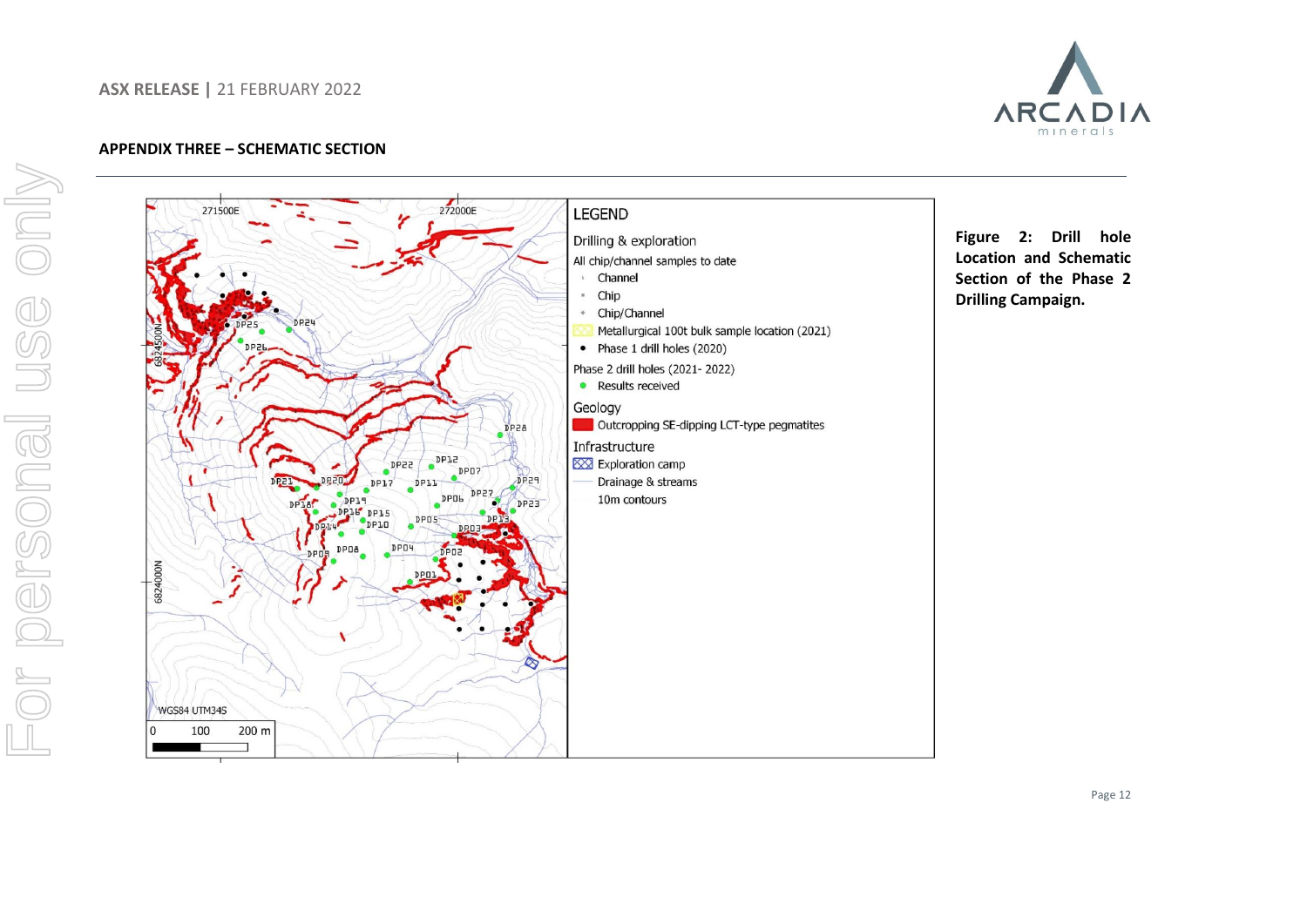## APPENDIX THREE – SCHEMATIC SECTION

**Figure 2: Drill hole Location and Schematic Section of the Phase 2 Drilling Campaign.**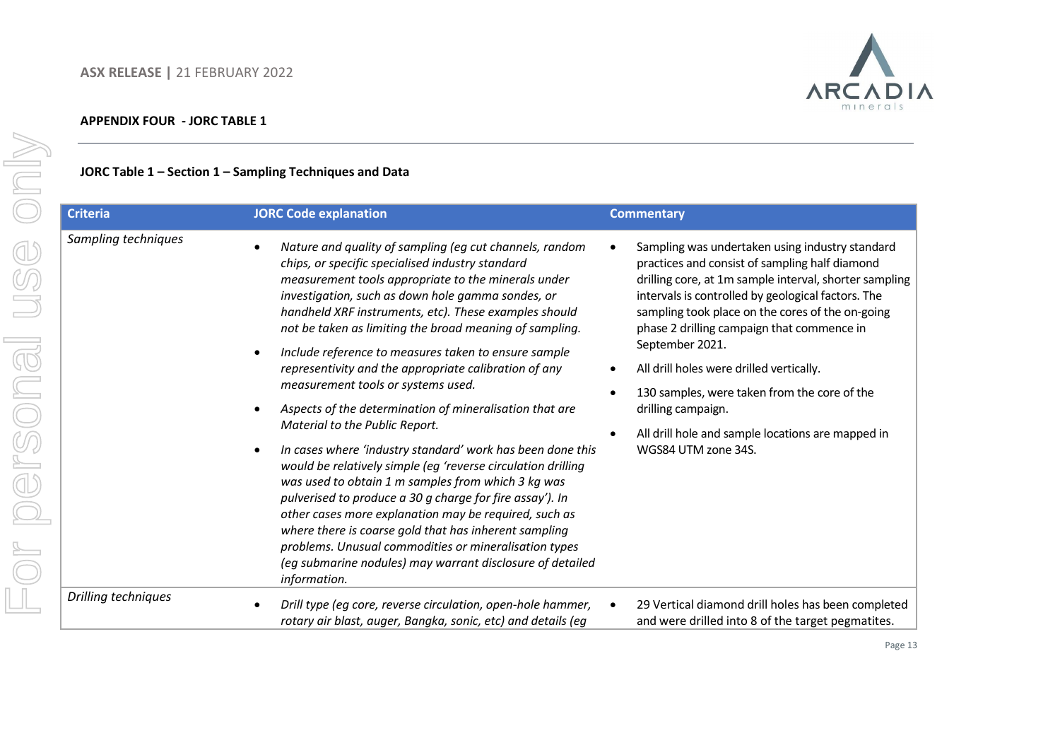## APPENDIX FOUR - JORC TABLE 1

### JORC Table 1 – Section 1 – Sampling Techniques and Data

| Criteria | JORC Code explanation | Commentary |
|---|---|---|
| *Sampling techniques* | • *Nature and quality of sampling (eg cut channels, random chips, or specific specialised industry standard measurement tools appropriate to the minerals under investigation, such as down hole gamma sondes, or handheld XRF instruments, etc). These examples should not be taken as limiting the broad meaning of sampling.*<br>• *Include reference to measures taken to ensure sample representivity and the appropriate calibration of any measurement tools or systems used.*<br>• *Aspects of the determination of mineralisation that are Material to the Public Report.*<br>• *In cases where 'industry standard' work has been done this would be relatively simple (eg 'reverse circulation drilling was used to obtain 1 m samples from which 3 kg was pulverised to produce a 30 g charge for fire assay'). In other cases more explanation may be required, such as where there is coarse gold that has inherent sampling problems. Unusual commodities or mineralisation types (eg submarine nodules) may warrant disclosure of detailed information.* | • Sampling was undertaken using industry standard practices and consist of sampling half diamond drilling core, at 1m sample interval, shorter sampling intervals is controlled by geological factors. The sampling took place on the cores of the on-going phase 2 drilling campaign that commence in September 2021.<br>• All drill holes were drilled vertically.<br>• 130 samples, were taken from the core of the drilling campaign.<br>• All drill hole and sample locations are mapped in WGS84 UTM zone 34S. |
| *Drilling techniques* | • *Drill type (eg core, reverse circulation, open-hole hammer, rotary air blast, auger, Bangka, sonic, etc) and details (eg* | • 29 Vertical diamond drill holes has been completed and were drilled into 8 of the target pegmatites. |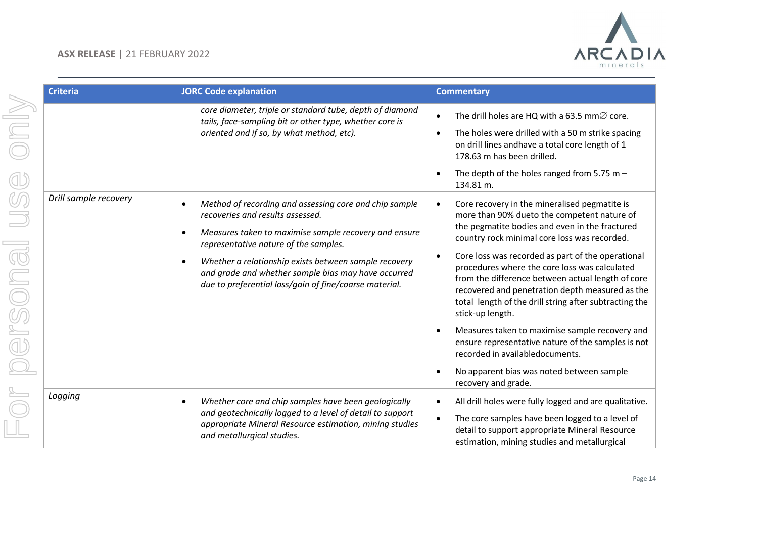| Criteria | JORC Code explanation | Commentary |
|---|---|---|
| | *core diameter, triple or standard tube, depth of diamond tails, face-sampling bit or other type, whether core is oriented and if so, by what method, etc).* | • The drill holes are HQ with a 63.5 mm∅ core.<br>• The holes were drilled with a 50 m strike spacing on drill lines andhave a total core length of 1 178.63 m has been drilled.<br>• The depth of the holes ranged from 5.75 m – 134.81 m. |
| *Drill sample recovery* | • *Method of recording and assessing core and chip sample recoveries and results assessed.*<br>• *Measures taken to maximise sample recovery and ensure representative nature of the samples.*<br>• *Whether a relationship exists between sample recovery and grade and whether sample bias may have occurred due to preferential loss/gain of fine/coarse material.* | • Core recovery in the mineralised pegmatite is more than 90% dueto the competent nature of the pegmatite bodies and even in the fractured country rock minimal core loss was recorded.<br>• Core loss was recorded as part of the operational procedures where the core loss was calculated from the difference between actual length of core recovered and penetration depth measured as the total length of the drill string after subtracting the stick-up length.<br>• Measures taken to maximise sample recovery and ensure representative nature of the samples is not recorded in availabledocuments.<br>• No apparent bias was noted between sample recovery and grade. |
| *Logging* | • *Whether core and chip samples have been geologically and geotechnically logged to a level of detail to support appropriate Mineral Resource estimation, mining studies and metallurgical studies.* | • All drill holes were fully logged and are qualitative.<br>• The core samples have been logged to a level of detail to support appropriate Mineral Resource estimation, mining studies and metallurgical |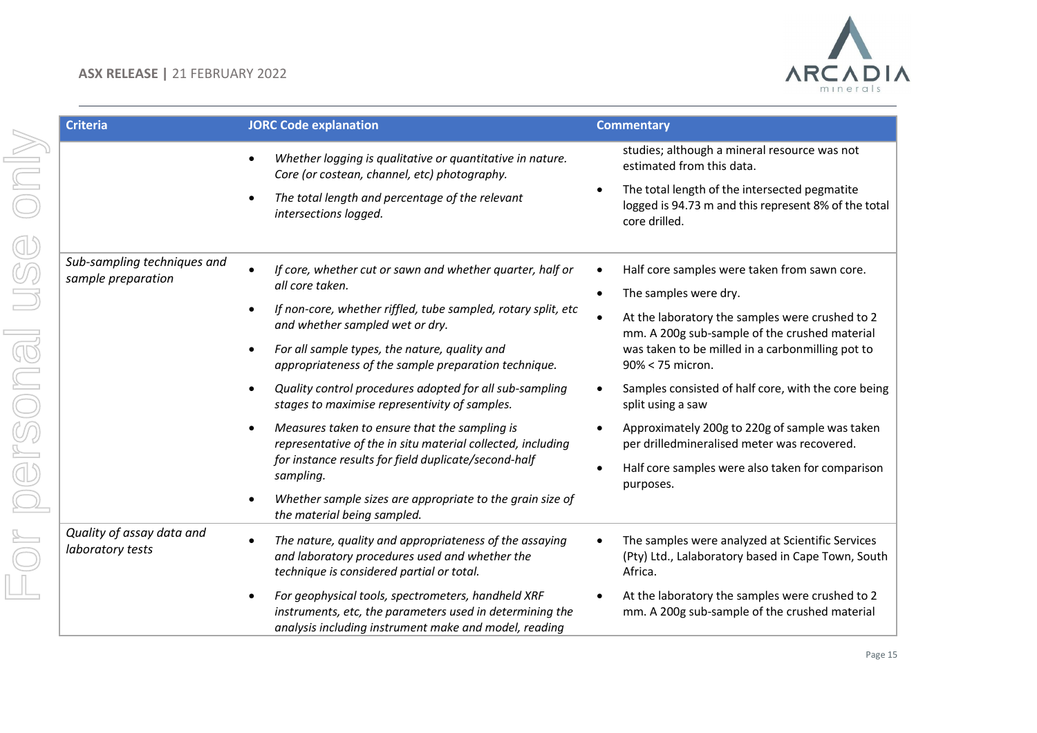| Criteria | JORC Code explanation | Commentary |
|---|---|---|
| | • *Whether logging is qualitative or quantitative in nature. Core (or costean, channel, etc) photography.*<br>• *The total length and percentage of the relevant intersections logged.* | studies; although a mineral resource was not estimated from this data.<br>• The total length of the intersected pegmatite logged is 94.73 m and this represent 8% of the total core drilled. |
| *Sub-sampling techniques and sample preparation* | • *If core, whether cut or sawn and whether quarter, half or all core taken.*<br>• *If non-core, whether riffled, tube sampled, rotary split, etc and whether sampled wet or dry.*<br>• *For all sample types, the nature, quality and appropriateness of the sample preparation technique.*<br>• *Quality control procedures adopted for all sub-sampling stages to maximise representivity of samples.*<br>• *Measures taken to ensure that the sampling is representative of the in situ material collected, including for instance results for field duplicate/second-half sampling.*<br>• *Whether sample sizes are appropriate to the grain size of the material being sampled.* | • Half core samples were taken from sawn core.<br>• The samples were dry.<br>• At the laboratory the samples were crushed to 2 mm. A 200g sub-sample of the crushed material was taken to be milled in a carbonmilling pot to 90% < 75 micron.<br>• Samples consisted of half core, with the core being split using a saw<br>• Approximately 200g to 220g of sample was taken per drilledmineralised meter was recovered.<br>• Half core samples were also taken for comparison purposes. |
| *Quality of assay data and laboratory tests* | • *The nature, quality and appropriateness of the assaying and laboratory procedures used and whether the technique is considered partial or total.*<br>• *For geophysical tools, spectrometers, handheld XRF instruments, etc, the parameters used in determining the analysis including instrument make and model, reading* | • The samples were analyzed at Scientific Services (Pty) Ltd., Lalaboratory based in Cape Town, South Africa.<br>• At the laboratory the samples were crushed to 2 mm. A 200g sub-sample of the crushed material |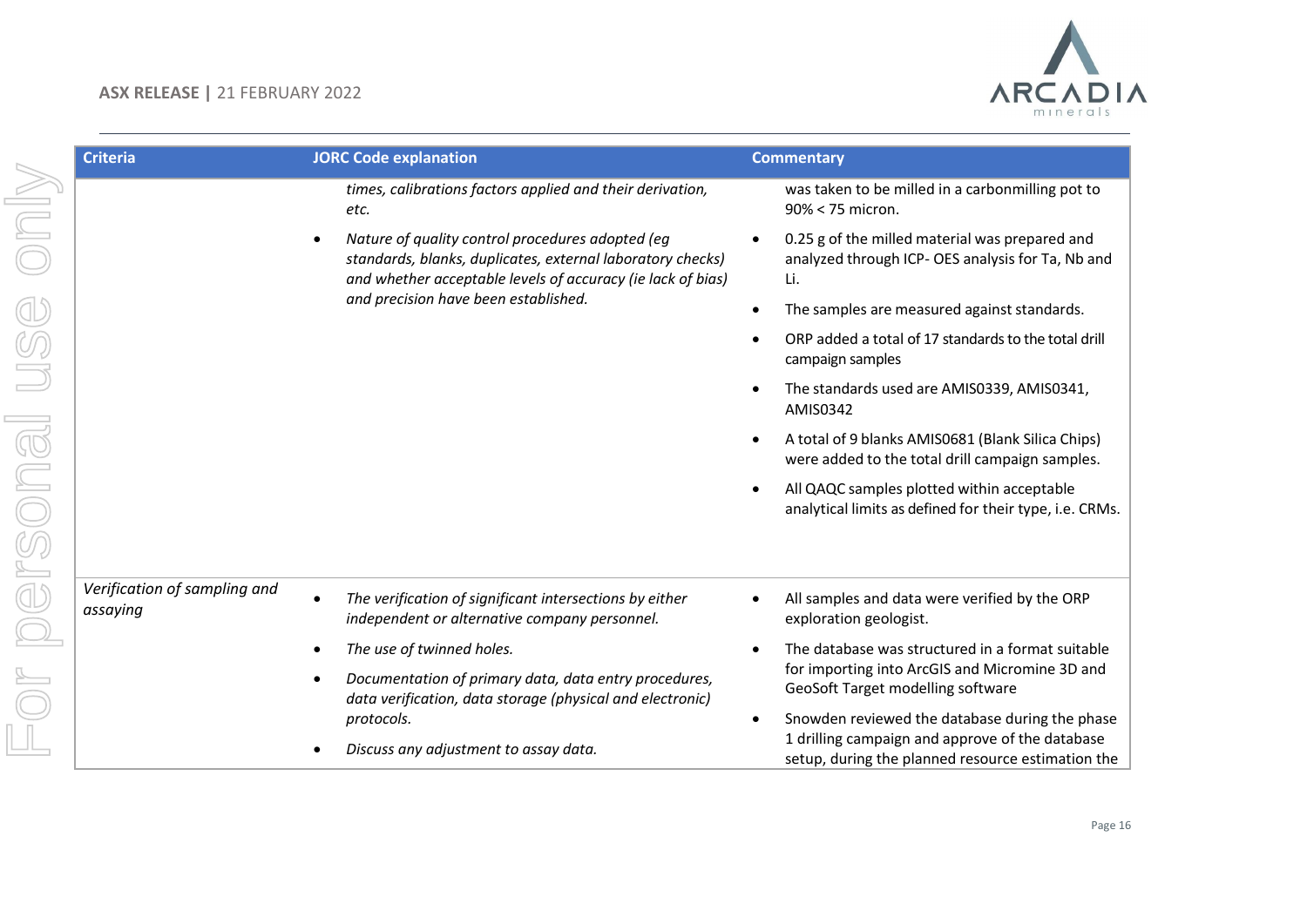| Criteria | JORC Code explanation | Commentary |
|---|---|---|
| | *times, calibrations factors applied and their derivation, etc.*<br>• *Nature of quality control procedures adopted (eg standards, blanks, duplicates, external laboratory checks) and whether acceptable levels of accuracy (ie lack of bias) and precision have been established.* | was taken to be milled in a carbonmilling pot to 90% < 75 micron.<br>• 0.25 g of the milled material was prepared and analyzed through ICP- OES analysis for Ta, Nb and Li.<br>• The samples are measured against standards.<br>• ORP added a total of 17 standards to the total drill campaign samples<br>• The standards used are AMIS0339, AMIS0341, AMIS0342<br>• A total of 9 blanks AMIS0681 (Blank Silica Chips) were added to the total drill campaign samples.<br>• All QAQC samples plotted within acceptable analytical limits as defined for their type, i.e. CRMs. |
| *Verification of sampling and assaying* | • *The verification of significant intersections by either independent or alternative company personnel.*<br>• *The use of twinned holes.*<br>• *Documentation of primary data, data entry procedures, data verification, data storage (physical and electronic) protocols.*<br>• *Discuss any adjustment to assay data.* | • All samples and data were verified by the ORP exploration geologist.<br>• The database was structured in a format suitable for importing into ArcGIS and Micromine 3D and GeoSoft Target modelling software<br>• Snowden reviewed the database during the phase 1 drilling campaign and approve of the database setup, during the planned resource estimation the |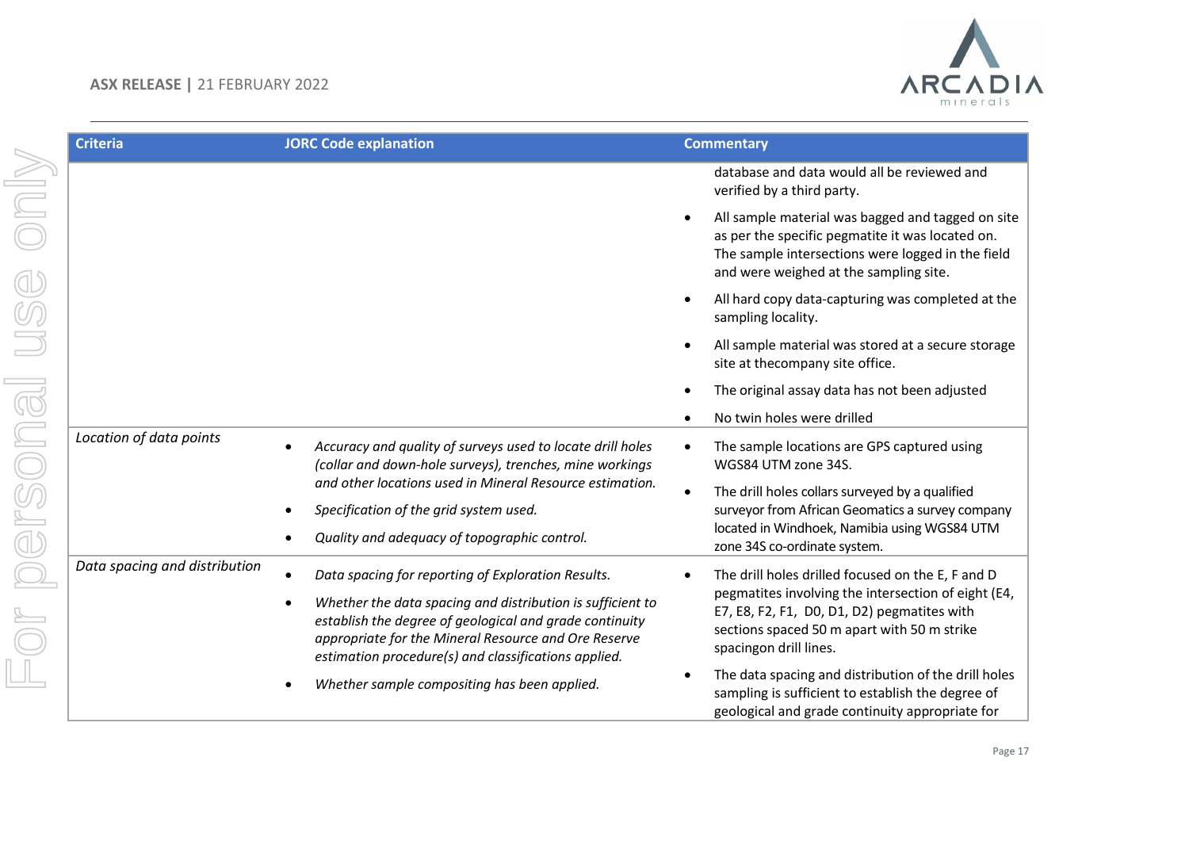| Criteria | JORC Code explanation | Commentary |
| --- | --- | --- |
| | | database and data would all be reviewed and verified by a third party.<br>• All sample material was bagged and tagged on site as per the specific pegmatite it was located on. The sample intersections were logged in the field and were weighed at the sampling site.<br>• All hard copy data-capturing was completed at the sampling locality.<br>• All sample material was stored at a secure storage site at thecompany site office.<br>• The original assay data has not been adjusted<br>• No twin holes were drilled |
| *Location of data points* | • *Accuracy and quality of surveys used to locate drill holes (collar and down-hole surveys), trenches, mine workings and other locations used in Mineral Resource estimation.*<br>• *Specification of the grid system used.*<br>• *Quality and adequacy of topographic control.* | • The sample locations are GPS captured using WGS84 UTM zone 34S.<br>• The drill holes collars surveyed by a qualified surveyor from African Geomatics a survey company located in Windhoek, Namibia using WGS84 UTM zone 34S co-ordinate system. |
| *Data spacing and distribution* | • *Data spacing for reporting of Exploration Results.*<br>• *Whether the data spacing and distribution is sufficient to establish the degree of geological and grade continuity appropriate for the Mineral Resource and Ore Reserve estimation procedure(s) and classifications applied.*<br>• *Whether sample compositing has been applied.* | • The drill holes drilled focused on the E, F and D pegmatites involving the intersection of eight (E4, E7, E8, F2, F1, D0, D1, D2) pegmatites with sections spaced 50 m apart with 50 m strike spacingon drill lines.<br>• The data spacing and distribution of the drill holes sampling is sufficient to establish the degree of geological and grade continuity appropriate for |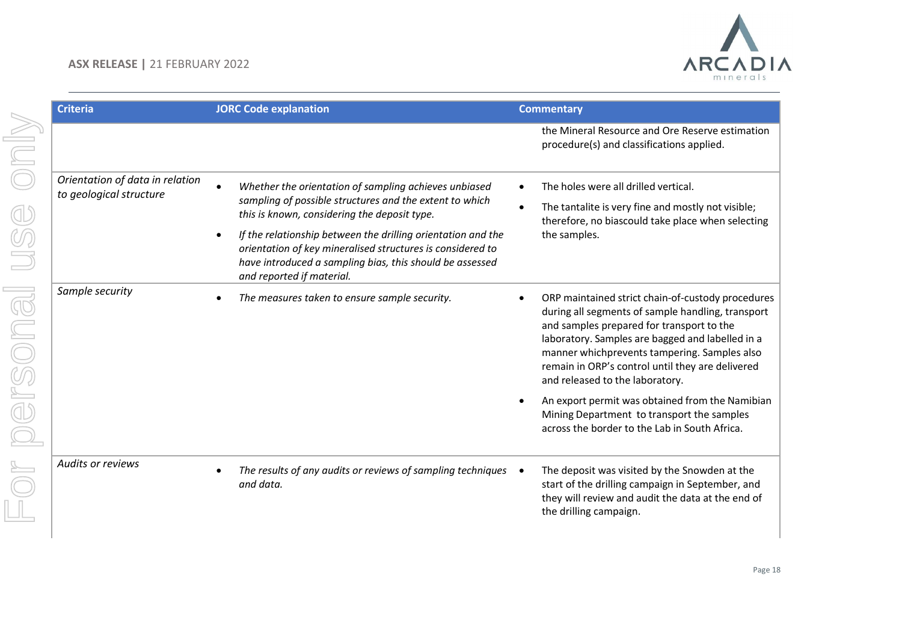| Criteria | JORC Code explanation | Commentary |
|---|---|---|
| | | the Mineral Resource and Ore Reserve estimation procedure(s) and classifications applied. |
| *Orientation of data in relation to geological structure* | • *Whether the orientation of sampling achieves unbiased sampling of possible structures and the extent to which this is known, considering the deposit type.*<br>• *If the relationship between the drilling orientation and the orientation of key mineralised structures is considered to have introduced a sampling bias, this should be assessed and reported if material.* | • The holes were all drilled vertical.<br>• The tantalite is very fine and mostly not visible; therefore, no biascould take place when selecting the samples. |
| *Sample security* | • *The measures taken to ensure sample security.* | • ORP maintained strict chain-of-custody procedures during all segments of sample handling, transport and samples prepared for transport to the laboratory. Samples are bagged and labelled in a manner whichprevents tampering. Samples also remain in ORP's control until they are delivered and released to the laboratory.<br>• An export permit was obtained from the Namibian Mining Department to transport the samples across the border to the Lab in South Africa. |
| *Audits or reviews* | • *The results of any audits or reviews of sampling techniques and data.* | • The deposit was visited by the Snowden at the start of the drilling campaign in September, and they will review and audit the data at the end of the drilling campaign. |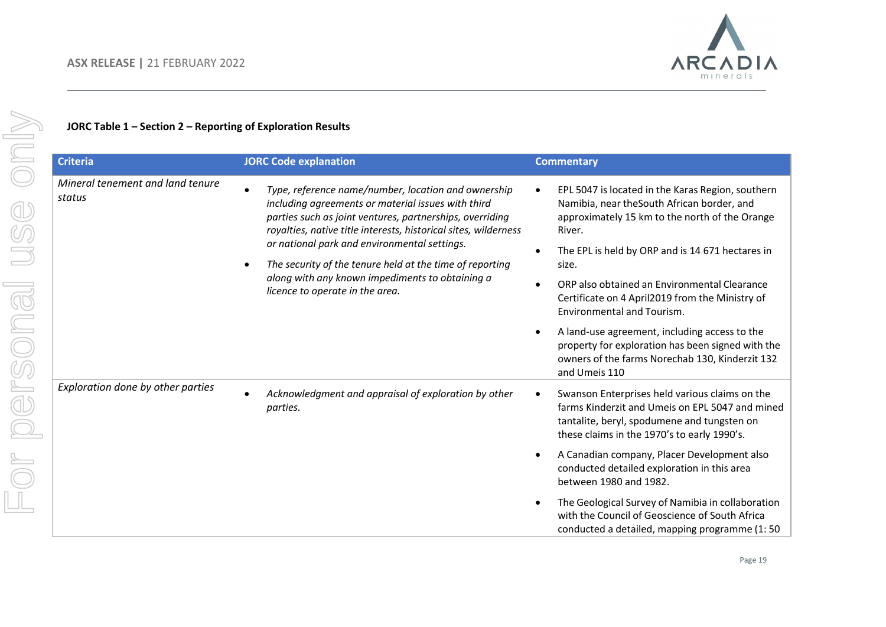**JORC Table 1 – Section 2 – Reporting of Exploration Results**

| Criteria | JORC Code explanation | Commentary |
|---|---|---|
| *Mineral tenement and land tenure status* | • *Type, reference name/number, location and ownership including agreements or material issues with third parties such as joint ventures, partnerships, overriding royalties, native title interests, historical sites, wilderness or national park and environmental settings.*<br>• *The security of the tenure held at the time of reporting along with any known impediments to obtaining a licence to operate in the area.* | • EPL 5047 is located in the Karas Region, southern Namibia, near theSouth African border, and approximately 15 km to the north of the Orange River.<br>• The EPL is held by ORP and is 14 671 hectares in size.<br>• ORP also obtained an Environmental Clearance Certificate on 4 April2019 from the Ministry of Environmental and Tourism.<br>• A land-use agreement, including access to the property for exploration has been signed with the owners of the farms Norechab 130, Kinderzit 132 and Umeis 110 |
| *Exploration done by other parties* | • *Acknowledgment and appraisal of exploration by other parties.* | • Swanson Enterprises held various claims on the farms Kinderzit and Umeis on EPL 5047 and mined tantalite, beryl, spodumene and tungsten on these claims in the 1970's to early 1990's.<br>• A Canadian company, Placer Development also conducted detailed exploration in this area between 1980 and 1982.<br>• The Geological Survey of Namibia in collaboration with the Council of Geoscience of South Africa conducted a detailed, mapping programme (1: 50 |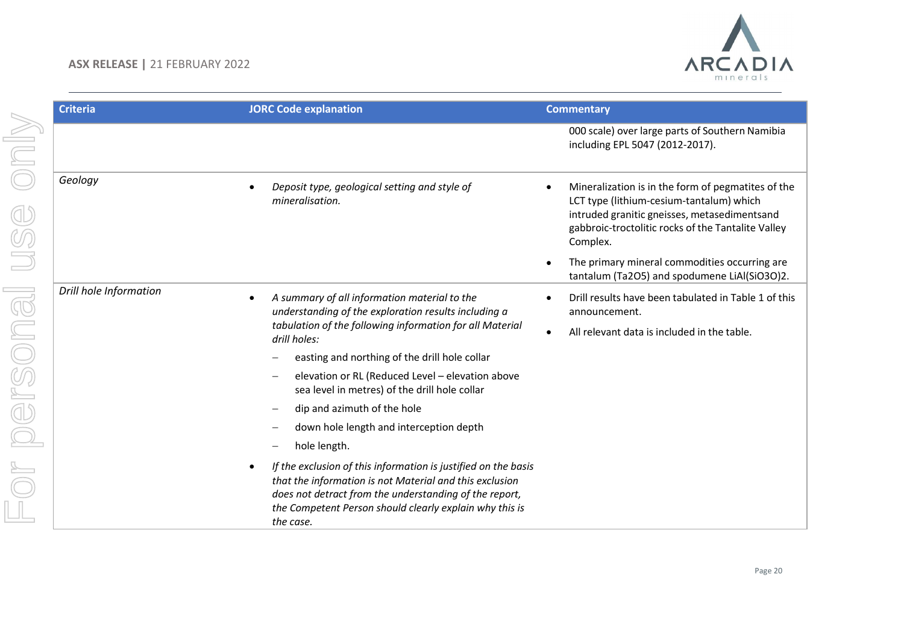| Criteria | JORC Code explanation | Commentary |
|---|---|---|
| | | 000 scale) over large parts of Southern Namibia including EPL 5047 (2012-2017). |
| *Geology* | • *Deposit type, geological setting and style of mineralisation.* | • Mineralization is in the form of pegmatites of the LCT type (lithium-cesium-tantalum) which intruded granitic gneisses, metasedimentsand gabbroic-troctolitic rocks of the Tantalite Valley Complex.<br>• The primary mineral commodities occurring are tantalum ($Ta_2O_5$) and spodumene $LiAl(SiO_3O)_2$. |
| *Drill hole Information* | • *A summary of all information material to the understanding of the exploration results including a tabulation of the following information for all Material drill holes:*<br>– easting and northing of the drill hole collar<br>– elevation or RL (Reduced Level – elevation above sea level in metres) of the drill hole collar<br>– dip and azimuth of the hole<br>– down hole length and interception depth<br>– hole length.<br>• *If the exclusion of this information is justified on the basis that the information is not Material and this exclusion does not detract from the understanding of the report, the Competent Person should clearly explain why this is the case.* | • Drill results have been tabulated in Table 1 of this announcement.<br>• All relevant data is included in the table. |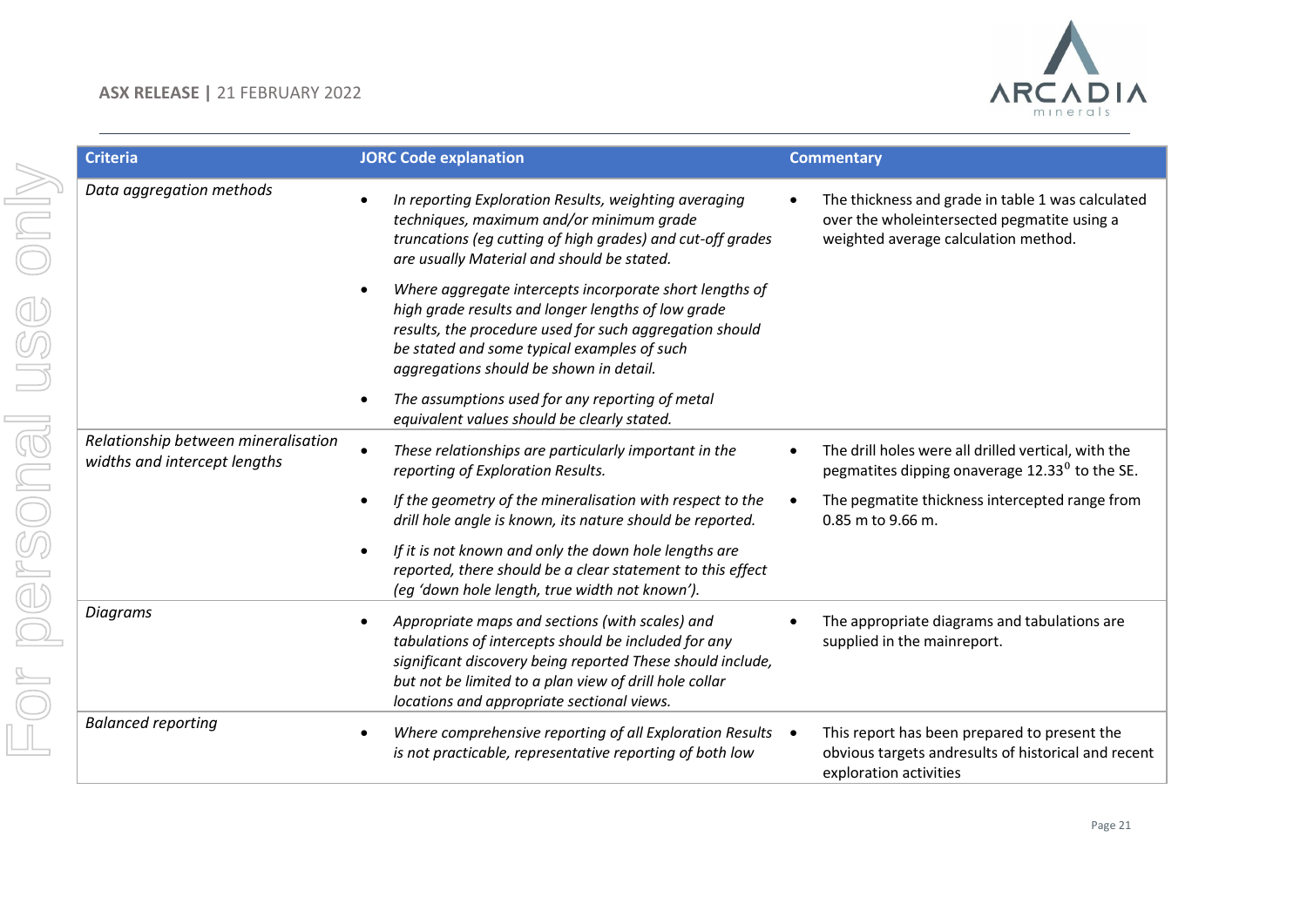| Criteria | JORC Code explanation | Commentary |
|---|---|---|
| *Data aggregation methods* | • *In reporting Exploration Results, weighting averaging techniques, maximum and/or minimum grade truncations (eg cutting of high grades) and cut-off grades are usually Material and should be stated.*<br>• *Where aggregate intercepts incorporate short lengths of high grade results and longer lengths of low grade results, the procedure used for such aggregation should be stated and some typical examples of such aggregations should be shown in detail.*<br>• *The assumptions used for any reporting of metal equivalent values should be clearly stated.* | • The thickness and grade in table 1 was calculated over the wholeintersected pegmatite using a weighted average calculation method. |
| *Relationship between mineralisation widths and intercept lengths* | • *These relationships are particularly important in the reporting of Exploration Results.*<br>• *If the geometry of the mineralisation with respect to the drill hole angle is known, its nature should be reported.*<br>• *If it is not known and only the down hole lengths are reported, there should be a clear statement to this effect (eg 'down hole length, true width not known').* | • The drill holes were all drilled vertical, with the pegmatites dipping onaverage 12.33$^{0}$ to the SE.<br>• The pegmatite thickness intercepted range from 0.85 m to 9.66 m. |
| *Diagrams* | • *Appropriate maps and sections (with scales) and tabulations of intercepts should be included for any significant discovery being reported These should include, but not be limited to a plan view of drill hole collar locations and appropriate sectional views.* | • The appropriate diagrams and tabulations are supplied in the mainreport. |
| *Balanced reporting* | • *Where comprehensive reporting of all Exploration Results is not practicable, representative reporting of both low* | • This report has been prepared to present the obvious targets andresults of historical and recent exploration activities |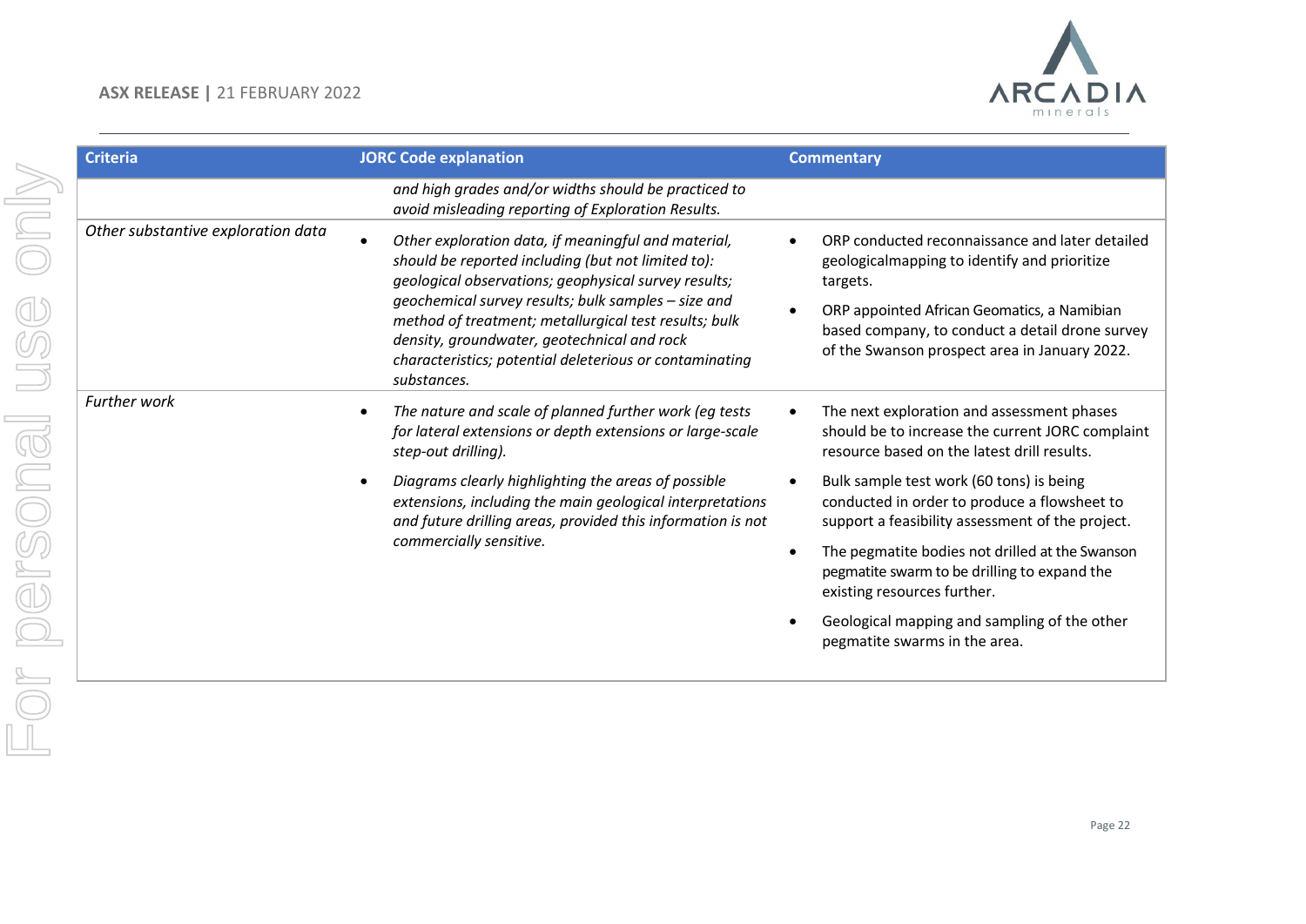| Criteria | JORC Code explanation | Commentary |
|---|---|---|
| | *and high grades and/or widths should be practiced to avoid misleading reporting of Exploration Results.* | |
| *Other substantive exploration data* | • *Other exploration data, if meaningful and material, should be reported including (but not limited to): geological observations; geophysical survey results; geochemical survey results; bulk samples – size and method of treatment; metallurgical test results; bulk density, groundwater, geotechnical and rock characteristics; potential deleterious or contaminating substances.* | • ORP conducted reconnaissance and later detailed geologicalmapping to identify and prioritize targets.<br>• ORP appointed African Geomatics, a Namibian based company, to conduct a detail drone survey of the Swanson prospect area in January 2022. |
| *Further work* | • *The nature and scale of planned further work (eg tests for lateral extensions or depth extensions or large-scale step-out drilling).*<br>• *Diagrams clearly highlighting the areas of possible extensions, including the main geological interpretations and future drilling areas, provided this information is not commercially sensitive.* | • The next exploration and assessment phases should be to increase the current JORC complaint resource based on the latest drill results.<br>• Bulk sample test work (60 tons) is being conducted in order to produce a flowsheet to support a feasibility assessment of the project.<br>• The pegmatite bodies not drilled at the Swanson pegmatite swarm to be drilling to expand the existing resources further.<br>• Geological mapping and sampling of the other pegmatite swarms in the area. |